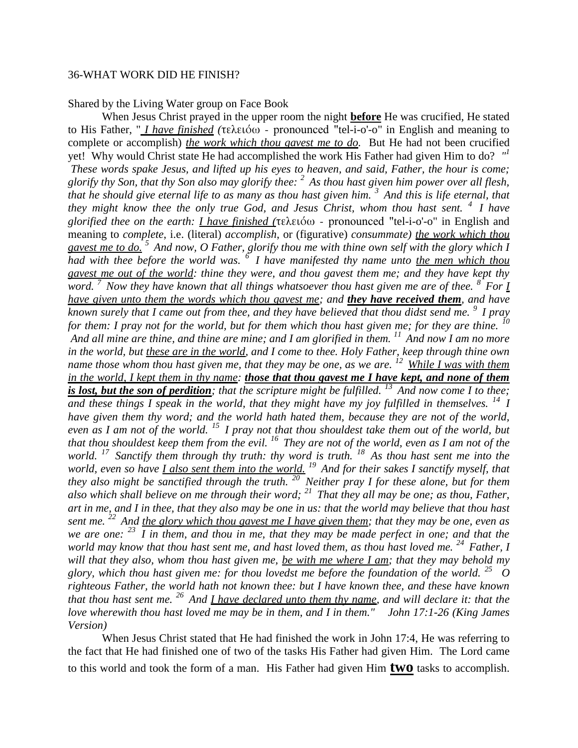36-WHAT WORK DID HE FINISH?

Shared by the Living Water group on Face Book

When Jesus Christ prayed in the upper room the night **before** He was crucified, He stated to His Father, "*I have finished* (τελειόω - pronounced "tel-i-o'-o" in English and meaning to complete or accomplish) *the work which thou gavest me to do.* But He had not been crucified yet! Why would Christ state He had accomplished the work His Father had given Him to do? "[1] *These words spake Jesus, and lifted up his eyes to heaven, and said, Father, the hour is come; glorify thy Son, that thy Son also may glorify thee:* [2] *As thou hast given him power over all flesh, that he should give eternal life to as many as thou hast given him.* [3] *And this is life eternal, that they might know thee the only true God, and Jesus Christ, whom thou hast sent.* [4] *I have glorified thee on the earth: I have finished (*τελειόω - pronounced "tel-i-o'-o" in English and meaning to *complete*, i.e. (literal) *accomplish*, or (figurative) *consummate) the work which thou gavest me to do.* [5] *And now, O Father, glorify thou me with thine own self with the glory which I had with thee before the world was.* [6] *I have manifested thy name unto the men which thou gavest me out of the world: thine they were, and thou gavest them me; and they have kept thy word.* [7] *Now they have known that all things whatsoever thou hast given me are of thee.* [8] *For I have given unto them the words which thou gavest me; and* ***they have received them****, and have known surely that I came out from thee, and they have believed that thou didst send me.* [9] *I pray for them: I pray not for the world, but for them which thou hast given me; for they are thine.* [10] *And all mine are thine, and thine are mine; and I am glorified in them.* [11] *And now I am no more in the world, but these are in the world, and I come to thee. Holy Father, keep through thine own name those whom thou hast given me, that they may be one, as we are.* [12] *While I was with them in the world, I kept them in thy name:* ***those that thou gavest me I have kept, and none of them is lost, but the son of perdition****; that the scripture might be fulfilled.* [13] *And now come I to thee; and these things I speak in the world, that they might have my joy fulfilled in themselves.* [14] *I have given them thy word; and the world hath hated them, because they are not of the world, even as I am not of the world.* [15] *I pray not that thou shouldest take them out of the world, but that thou shouldest keep them from the evil.* [16] *They are not of the world, even as I am not of the world.* [17] *Sanctify them through thy truth: thy word is truth.* [18] *As thou hast sent me into the world, even so have I also sent them into the world.* [19] *And for their sakes I sanctify myself, that they also might be sanctified through the truth.* [20] *Neither pray I for these alone, but for them also which shall believe on me through their word;* [21] *That they all may be one; as thou, Father, art in me, and I in thee, that they also may be one in us: that the world may believe that thou hast sent me.* [22] *And the glory which thou gavest me I have given them; that they may be one, even as we are one:* [23] *I in them, and thou in me, that they may be made perfect in one; and that the world may know that thou hast sent me, and hast loved them, as thou hast loved me.* [24] *Father, I will that they also, whom thou hast given me, be with me where I am; that they may behold my glory, which thou hast given me: for thou lovedst me before the foundation of the world.* [25] *O righteous Father, the world hath not known thee: but I have known thee, and these have known that thou hast sent me.* [26] *And I have declared unto them thy name, and will declare it: that the love wherewith thou hast loved me may be in them, and I in them." John 17:1-26 (King James Version)*

When Jesus Christ stated that He had finished the work in John 17:4, He was referring to the fact that He had finished one of two of the tasks His Father had given Him. The Lord came to this world and took the form of a man. His Father had given Him **two** tasks to accomplish.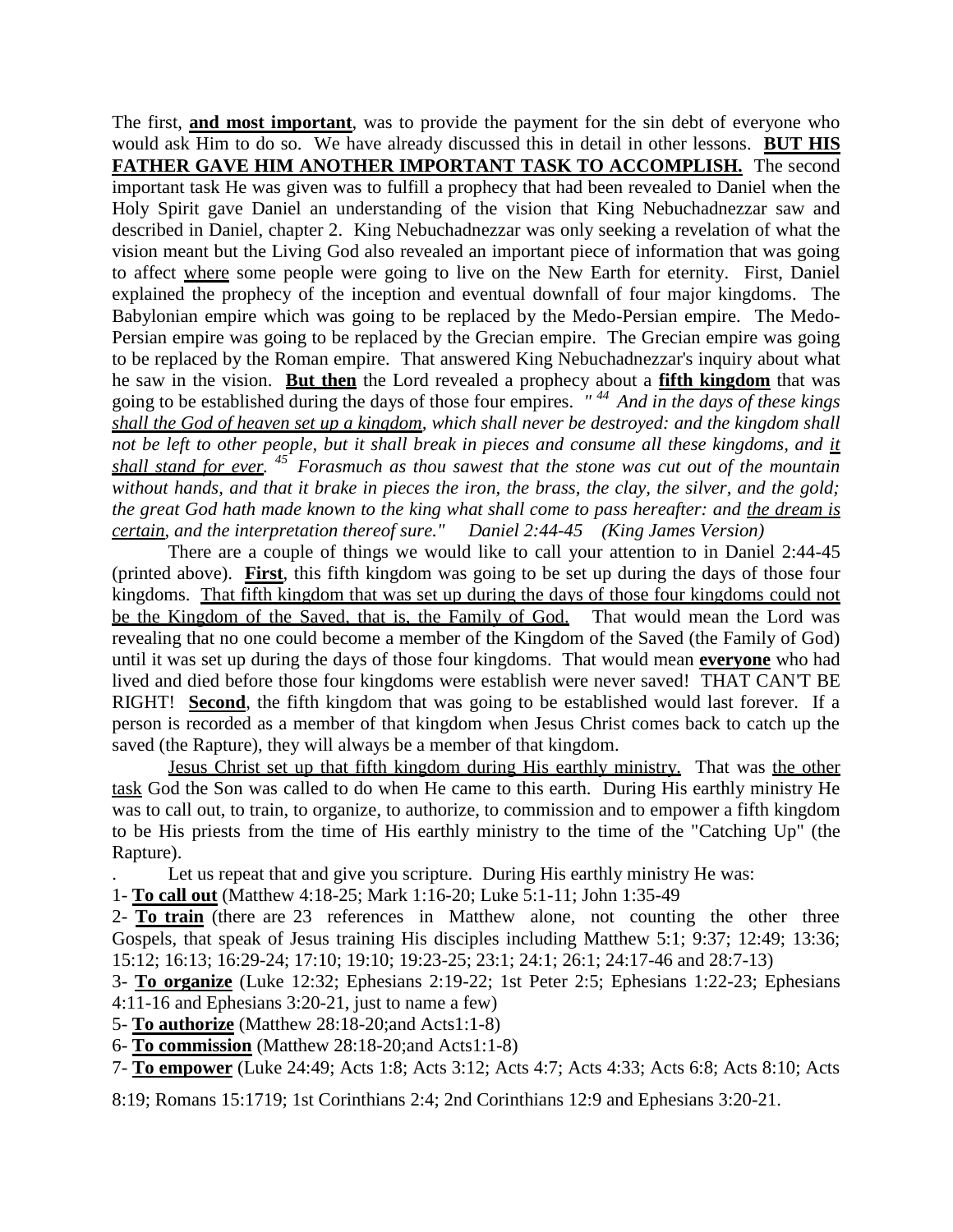The first, **<u>and most important</u>**, was to provide the payment for the sin debt of everyone who would ask Him to do so. We have already discussed this in detail in other lessons. **<u>BUT HIS FATHER GAVE HIM ANOTHER IMPORTANT TASK TO ACCOMPLISH.</u>** The second important task He was given was to fulfill a prophecy that had been revealed to Daniel when the Holy Spirit gave Daniel an understanding of the vision that King Nebuchadnezzar saw and described in Daniel, chapter 2. King Nebuchadnezzar was only seeking a revelation of what the vision meant but the Living God also revealed an important piece of information that was going to affect <u>where</u> some people were going to live on the New Earth for eternity. First, Daniel explained the prophecy of the inception and eventual downfall of four major kingdoms. The Babylonian empire which was going to be replaced by the Medo-Persian empire. The Medo-Persian empire was going to be replaced by the Grecian empire. The Grecian empire was going to be replaced by the Roman empire. That answered King Nebuchadnezzar's inquiry about what he saw in the vision. **<u>But then</u>** the Lord revealed a prophecy about a **<u>fifth kingdom</u>** that was going to be established during the days of those four empires. *" [44] And in the days of these kings <u>shall the God of heaven set up a kingdom</u>, which shall never be destroyed: and the kingdom shall not be left to other people, but it shall break in pieces and consume all these kingdoms, and <u>it shall stand for ever</u>. [45] Forasmuch as thou sawest that the stone was cut out of the mountain without hands, and that it brake in pieces the iron, the brass, the clay, the silver, and the gold; the great God hath made known to the king what shall come to pass hereafter: and <u>the dream is certain</u>, and the interpretation thereof sure." Daniel 2:44-45 (King James Version)*

There are a couple of things we would like to call your attention to in Daniel 2:44-45 (printed above). **<u>First</u>**, this fifth kingdom was going to be set up during the days of those four kingdoms. <u>That fifth kingdom that was set up during the days of those four kingdoms could not be the Kingdom of the Saved, that is, the Family of God.</u> That would mean the Lord was revealing that no one could become a member of the Kingdom of the Saved (the Family of God) until it was set up during the days of those four kingdoms. That would mean **<u>everyone</u>** who had lived and died before those four kingdoms were establish were never saved! THAT CAN'T BE RIGHT! **<u>Second</u>**, the fifth kingdom that was going to be established would last forever. If a person is recorded as a member of that kingdom when Jesus Christ comes back to catch up the saved (the Rapture), they will always be a member of that kingdom.

<u>Jesus Christ set up that fifth kingdom during His earthly ministry.</u> That was <u>the other task</u> God the Son was called to do when He came to this earth. During His earthly ministry He was to call out, to train, to organize, to authorize, to commission and to empower a fifth kingdom to be His priests from the time of His earthly ministry to the time of the "Catching Up" (the Rapture).

. Let us repeat that and give you scripture. During His earthly ministry He was:

1- **<u>To call out</u>** (Matthew 4:18-25; Mark 1:16-20; Luke 5:1-11; John 1:35-49

2- **<u>To train</u>** (there are 23 references in Matthew alone, not counting the other three Gospels, that speak of Jesus training His disciples including Matthew 5:1; 9:37; 12:49; 13:36; 15:12; 16:13; 16:29-24; 17:10; 19:10; 19:23-25; 23:1; 24:1; 26:1; 24:17-46 and 28:7-13)

3- **<u>To organize</u>** (Luke 12:32; Ephesians 2:19-22; 1st Peter 2:5; Ephesians 1:22-23; Ephesians 4:11-16 and Ephesians 3:20-21, just to name a few)

5- **<u>To authorize</u>** (Matthew 28:18-20;and Acts1:1-8)

6- **<u>To commission</u>** (Matthew 28:18-20;and Acts1:1-8)

7- **<u>To empower</u>** (Luke 24:49; Acts 1:8; Acts 3:12; Acts 4:7; Acts 4:33; Acts 6:8; Acts 8:10; Acts 8:19; Romans 15:1719; 1st Corinthians 2:4; 2nd Corinthians 12:9 and Ephesians 3:20-21.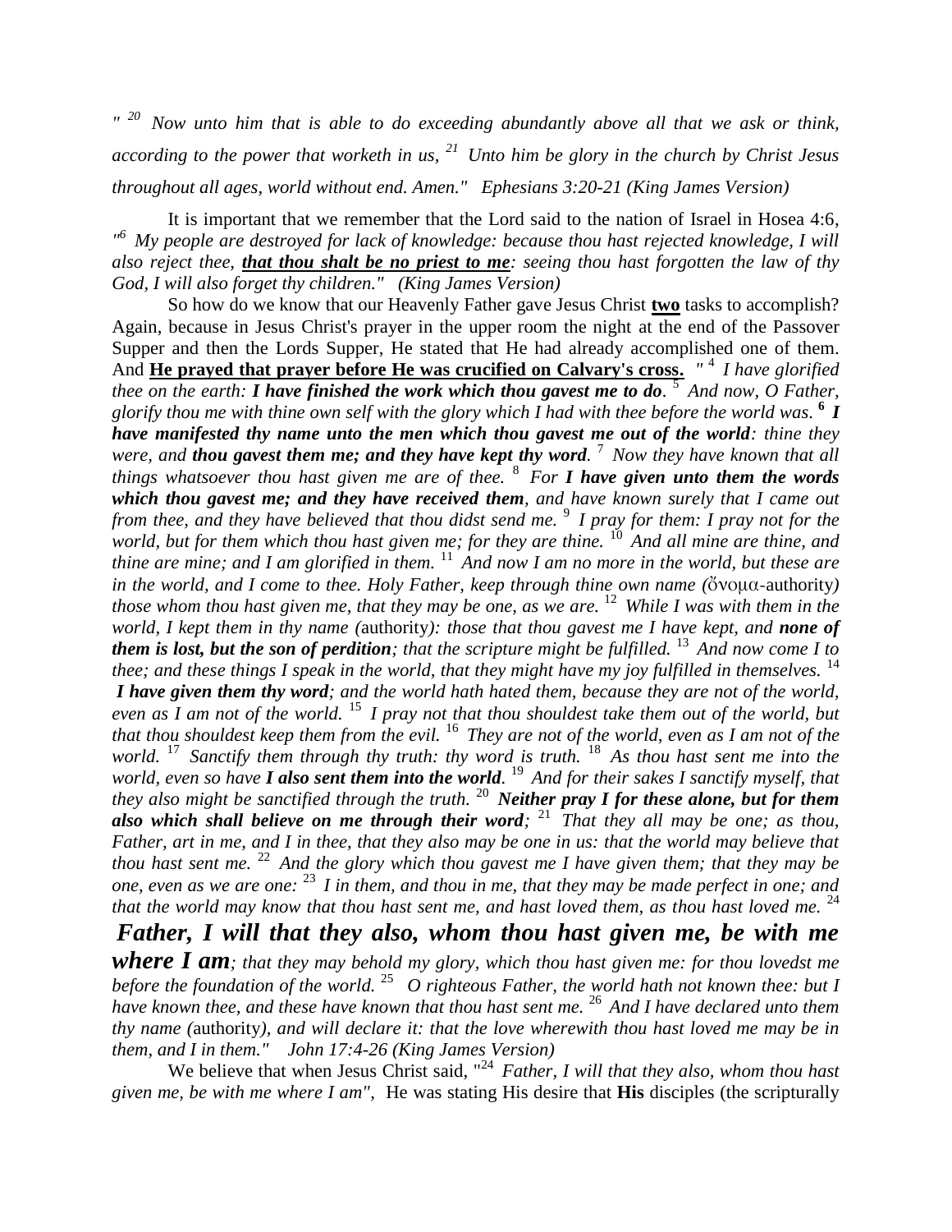*" [20] Now unto him that is able to do exceeding abundantly above all that we ask or think, according to the power that worketh in us, [21] Unto him be glory in the church by Christ Jesus throughout all ages, world without end. Amen." Ephesians 3:20-21 (King James Version)*

It is important that we remember that the Lord said to the nation of Israel in Hosea 4:6, *"[6] My people are destroyed for lack of knowledge: because thou hast rejected knowledge, I will also reject thee, **<u>that thou shalt be no priest to me</u>**: seeing thou hast forgotten the law of thy God, I will also forget thy children." (King James Version)*

So how do we know that our Heavenly Father gave Jesus Christ **<u>two</u>** tasks to accomplish? Again, because in Jesus Christ's prayer in the upper room the night at the end of the Passover Supper and then the Lords Supper, He stated that He had already accomplished one of them. And **<u>He prayed that prayer before He was crucified on Calvary's cross.</u>** *" [4] I have glorified thee on the earth: **I have finished the work which thou gavest me to do**. [5] And now, O Father, glorify thou me with thine own self with the glory which I had with thee before the world was. **[6] I have manifested thy name unto the men which thou gavest me out of the world**: thine they were, and **thou gavest them me; and they have kept thy word**. [7] Now they have known that all things whatsoever thou hast given me are of thee. [8] For **I have given unto them the words which thou gavest me; and they have received them**, and have known surely that I came out from thee, and they have believed that thou didst send me. [9] I pray for them: I pray not for the world, but for them which thou hast given me; for they are thine. [10] And all mine are thine, and thine are mine; and I am glorified in them. [11] And now I am no more in the world, but these are in the world, and I come to thee. Holy Father, keep through thine own name (*ὄνομα-authority*) those whom thou hast given me, that they may be one, as we are. [12] While I was with them in the world, I kept them in thy name (*authority*): those that thou gavest me I have kept, and **none of them is lost, but the son of perdition**; that the scripture might be fulfilled. [13] And now come I to thee; and these things I speak in the world, that they might have my joy fulfilled in themselves. [14] **I have given them thy word**; and the world hath hated them, because they are not of the world, even as I am not of the world. [15] I pray not that thou shouldest take them out of the world, but that thou shouldest keep them from the evil. [16] They are not of the world, even as I am not of the world. [17] Sanctify them through thy truth: thy word is truth. [18] As thou hast sent me into the world, even so have **I also sent them into the world**. [19] And for their sakes I sanctify myself, that they also might be sanctified through the truth. [20] **Neither pray I for these alone, but for them also which shall believe on me through their word**; [21] That they all may be one; as thou, Father, art in me, and I in thee, that they also may be one in us: that the world may believe that thou hast sent me. [22] And the glory which thou gavest me I have given them; that they may be one, even as we are one: [23] I in them, and thou in me, that they may be made perfect in one; and that the world may know that thou hast sent me, and hast loved them, as thou hast loved me. [24] **Father, I will that they also, whom thou hast given me, be with me where I am**; that they may behold my glory, which thou hast given me: for thou lovedst me before the foundation of the world. [25] O righteous Father, the world hath not known thee: but I have known thee, and these have known that thou hast sent me. [26] And I have declared unto them thy name (*authority*), and will declare it: that the love wherewith thou hast loved me may be in them, and I in them." John 17:4-26 (King James Version)*

We believe that when Jesus Christ said, "[24] *Father, I will that they also, whom thou hast given me, be with me where I am"*, He was stating His desire that **His** disciples (the scripturally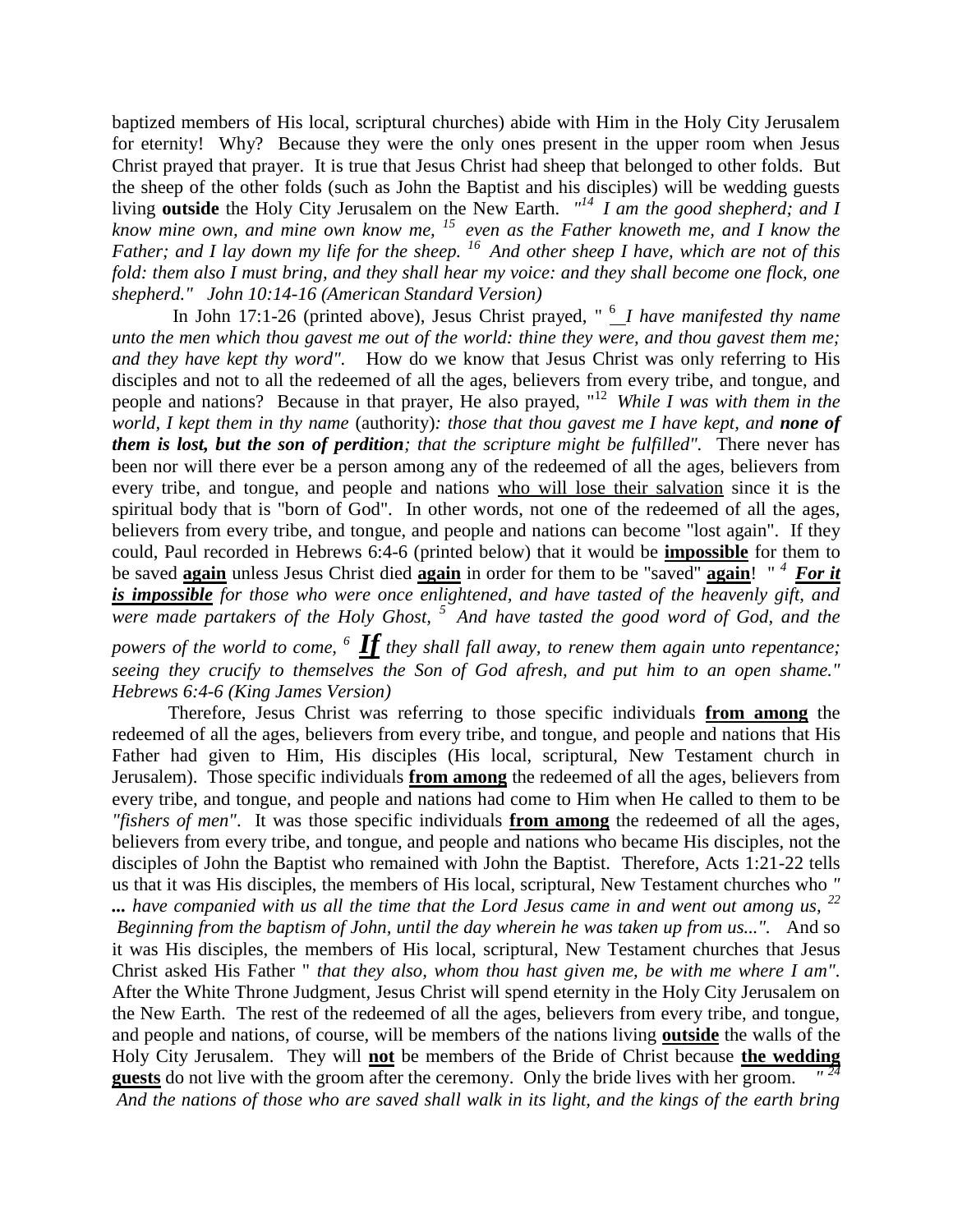baptized members of His local, scriptural churches) abide with Him in the Holy City Jerusalem for eternity! Why? Because they were the only ones present in the upper room when Jesus Christ prayed that prayer. It is true that Jesus Christ had sheep that belonged to other folds. But the sheep of the other folds (such as John the Baptist and his disciples) will be wedding guests living **outside** the Holy City Jerusalem on the New Earth. *"[14] I am the good shepherd; and I know mine own, and mine own know me, [15] even as the Father knoweth me, and I know the Father; and I lay down my life for the sheep. [16] And other sheep I have, which are not of this fold: them also I must bring, and they shall hear my voice: and they shall become one flock, one shepherd." John 10:14-16 (American Standard Version)*

In John 17:1-26 (printed above), Jesus Christ prayed, " [6] *I have manifested thy name unto the men which thou gavest me out of the world: thine they were, and thou gavest them me; and they have kept thy word".* How do we know that Jesus Christ was only referring to His disciples and not to all the redeemed of all the ages, believers from every tribe, and tongue, and people and nations? Because in that prayer, He also prayed, "[12] *While I was with them in the world, I kept them in thy name* (authority)*: those that thou gavest me I have kept, and **none of them is lost, but the son of perdition**; that the scripture might be fulfilled".* There never has been nor will there ever be a person among any of the redeemed of all the ages, believers from every tribe, and tongue, and people and nations <u>who will lose their salvation</u> since it is the spiritual body that is "born of God". In other words, not one of the redeemed of all the ages, believers from every tribe, and tongue, and people and nations can become "lost again". If they could, Paul recorded in Hebrews 6:4-6 (printed below) that it would be **<u>impossible</u>** for them to be saved **<u>again</u>** unless Jesus Christ died **<u>again</u>** in order for them to be "saved" **<u>again</u>**! " [4] ***<u>For it is impossible</u>*** *for those who were once enlightened, and have tasted of the heavenly gift, and were made partakers of the Holy Ghost, [5] And have tasted the good word of God, and the powers of the world to come, [6]* ***<u>If</u>*** *they shall fall away, to renew them again unto repentance; seeing they crucify to themselves the Son of God afresh, and put him to an open shame." Hebrews 6:4-6 (King James Version)*

Therefore, Jesus Christ was referring to those specific individuals **<u>from among</u>** the redeemed of all the ages, believers from every tribe, and tongue, and people and nations that His Father had given to Him, His disciples (His local, scriptural, New Testament church in Jerusalem). Those specific individuals **<u>from among</u>** the redeemed of all the ages, believers from every tribe, and tongue, and people and nations had come to Him when He called to them to be *"fishers of men"*. It was those specific individuals **<u>from among</u>** the redeemed of all the ages, believers from every tribe, and tongue, and people and nations who became His disciples, not the disciples of John the Baptist who remained with John the Baptist. Therefore, Acts 1:21-22 tells us that it was His disciples, the members of His local, scriptural, New Testament churches who *" **...** have companied with us all the time that the Lord Jesus came in and went out among us, [22] Beginning from the baptism of John, until the day wherein he was taken up from us...".* And so it was His disciples, the members of His local, scriptural, New Testament churches that Jesus Christ asked His Father " *that they also, whom thou hast given me, be with me where I am".* After the White Throne Judgment, Jesus Christ will spend eternity in the Holy City Jerusalem on the New Earth. The rest of the redeemed of all the ages, believers from every tribe, and tongue, and people and nations, of course, will be members of the nations living **<u>outside</u>** the walls of the Holy City Jerusalem. They will **<u>not</u>** be members of the Bride of Christ because **<u>the wedding guests</u>** do not live with the groom after the ceremony. Only the bride lives with her groom. *" [24] And the nations of those who are saved shall walk in its light, and the kings of the earth bring*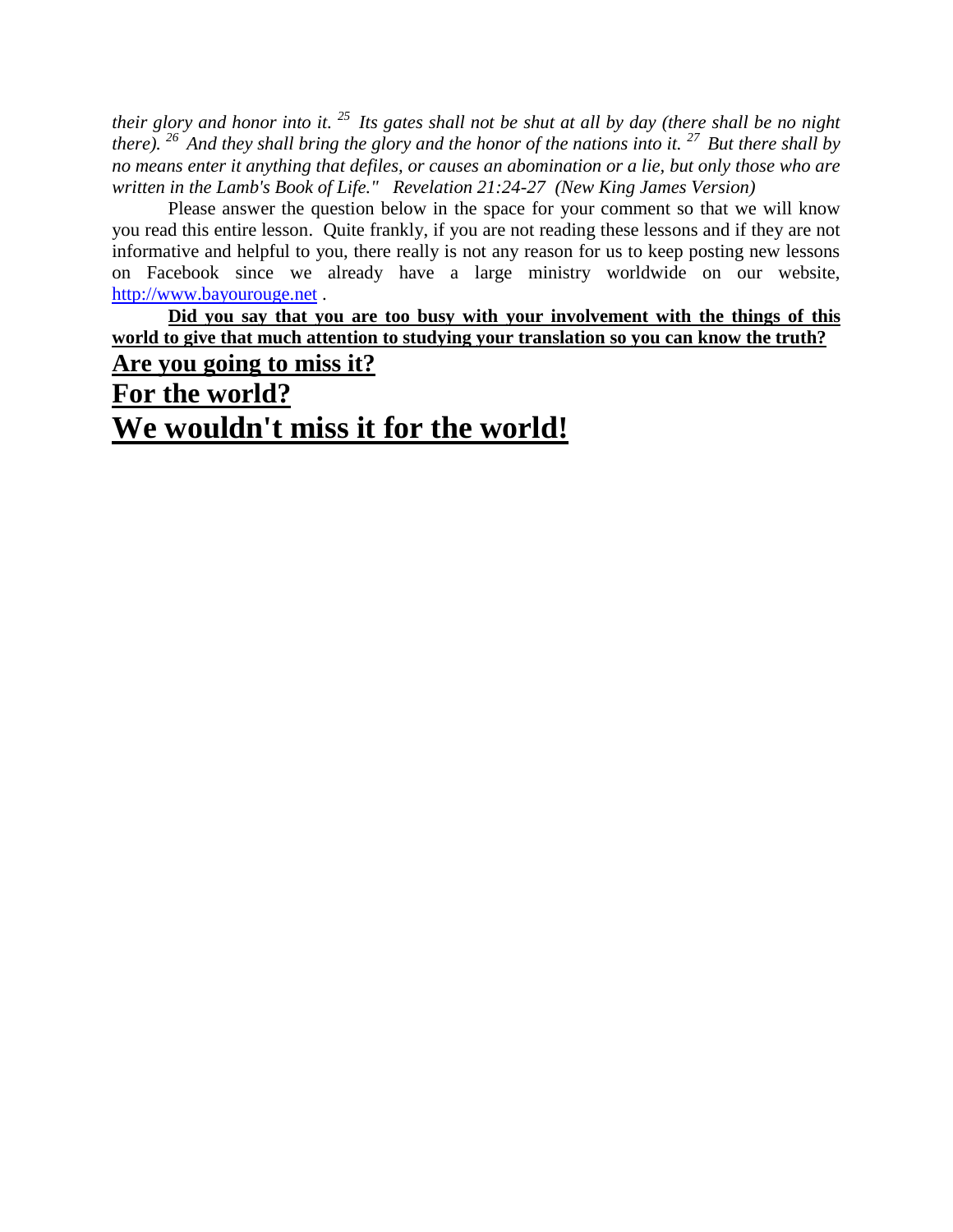*their glory and honor into it. [25] Its gates shall not be shut at all by day (there shall be no night there). [26] And they shall bring the glory and the honor of the nations into it. [27] But there shall by no means enter it anything that defiles, or causes an abomination or a lie, but only those who are written in the Lamb's Book of Life." Revelation 21:24-27 (New King James Version)*

Please answer the question below in the space for your comment so that we will know you read this entire lesson. Quite frankly, if you are not reading these lessons and if they are not informative and helpful to you, there really is not any reason for us to keep posting new lessons on Facebook since we already have a large ministry worldwide on our website, [http://www.bayourouge.net](http://www.bayourouge.net) .

**Did you say that you are too busy with your involvement with the things of this world to give that much attention to studying your translation so you can know the truth?**

## **Are you going to miss it?**

## **For the world?**

# **We wouldn't miss it for the world!**